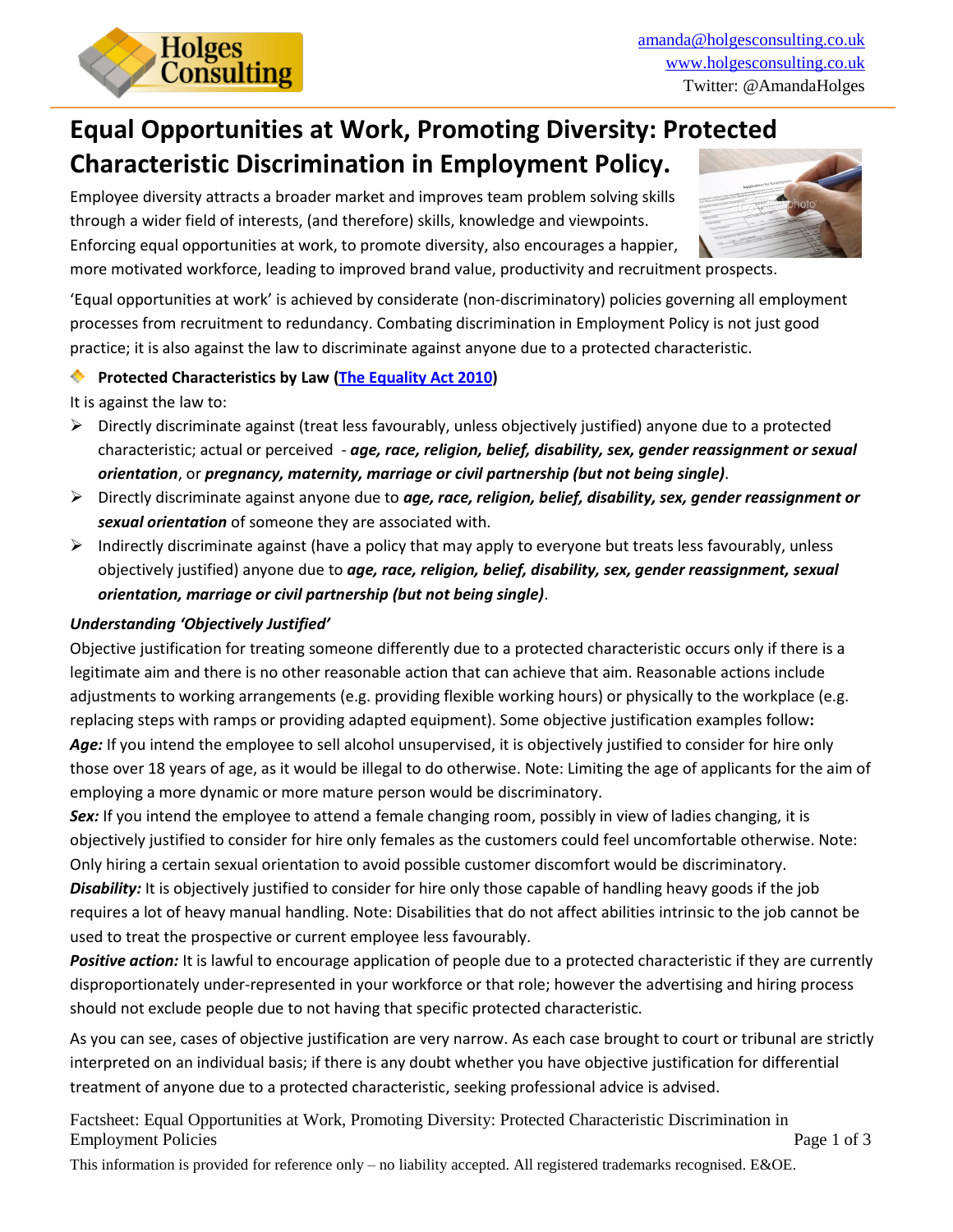amanda@holgesconsulting.co.uk
www.holgesconsulting.co.uk
Twitter: @AmandaHolges

# Equal Opportunities at Work, Promoting Diversity: Protected Characteristic Discrimination in Employment Policy.

Employee diversity attracts a broader market and improves team problem solving skills through a wider field of interests, (and therefore) skills, knowledge and viewpoints. Enforcing equal opportunities at work, to promote diversity, also encourages a happier, more motivated workforce, leading to improved brand value, productivity and recruitment prospects.

'Equal opportunities at work' is achieved by considerate (non-discriminatory) policies governing all employment processes from recruitment to redundancy. Combating discrimination in Employment Policy is not just good practice; it is also against the law to discriminate against anyone due to a protected characteristic.

**Protected Characteristics by Law (The Equality Act 2010)**

It is against the law to:

- Directly discriminate against (treat less favourably, unless objectively justified) anyone due to a protected characteristic; actual or perceived - ***age, race, religion, belief, disability, sex, gender reassignment or sexual orientation***, or ***pregnancy, maternity, marriage or civil partnership (but not being single)***.
- Directly discriminate against anyone due to ***age, race, religion, belief, disability, sex, gender reassignment or sexual orientation*** of someone they are associated with.
- Indirectly discriminate against (have a policy that may apply to everyone but treats less favourably, unless objectively justified) anyone due to ***age, race, religion, belief, disability, sex, gender reassignment, sexual orientation, marriage or civil partnership (but not being single)***.

***Understanding 'Objectively Justified'***

Objective justification for treating someone differently due to a protected characteristic occurs only if there is a legitimate aim and there is no other reasonable action that can achieve that aim. Reasonable actions include adjustments to working arrangements (e.g. providing flexible working hours) or physically to the workplace (e.g. replacing steps with ramps or providing adapted equipment). Some objective justification examples follow**:**

***Age:*** If you intend the employee to sell alcohol unsupervised, it is objectively justified to consider for hire only those over 18 years of age, as it would be illegal to do otherwise. Note: Limiting the age of applicants for the aim of employing a more dynamic or more mature person would be discriminatory.

***Sex:*** If you intend the employee to attend a female changing room, possibly in view of ladies changing, it is objectively justified to consider for hire only females as the customers could feel uncomfortable otherwise. Note: Only hiring a certain sexual orientation to avoid possible customer discomfort would be discriminatory.

***Disability:*** It is objectively justified to consider for hire only those capable of handling heavy goods if the job requires a lot of heavy manual handling. Note: Disabilities that do not affect abilities intrinsic to the job cannot be used to treat the prospective or current employee less favourably.

***Positive action:*** It is lawful to encourage application of people due to a protected characteristic if they are currently disproportionately under-represented in your workforce or that role; however the advertising and hiring process should not exclude people due to not having that specific protected characteristic.

As you can see, cases of objective justification are very narrow. As each case brought to court or tribunal are strictly interpreted on an individual basis; if there is any doubt whether you have objective justification for differential treatment of anyone due to a protected characteristic, seeking professional advice is advised.

This information is provided for reference only – no liability accepted. All registered trademarks recognised. E&OE.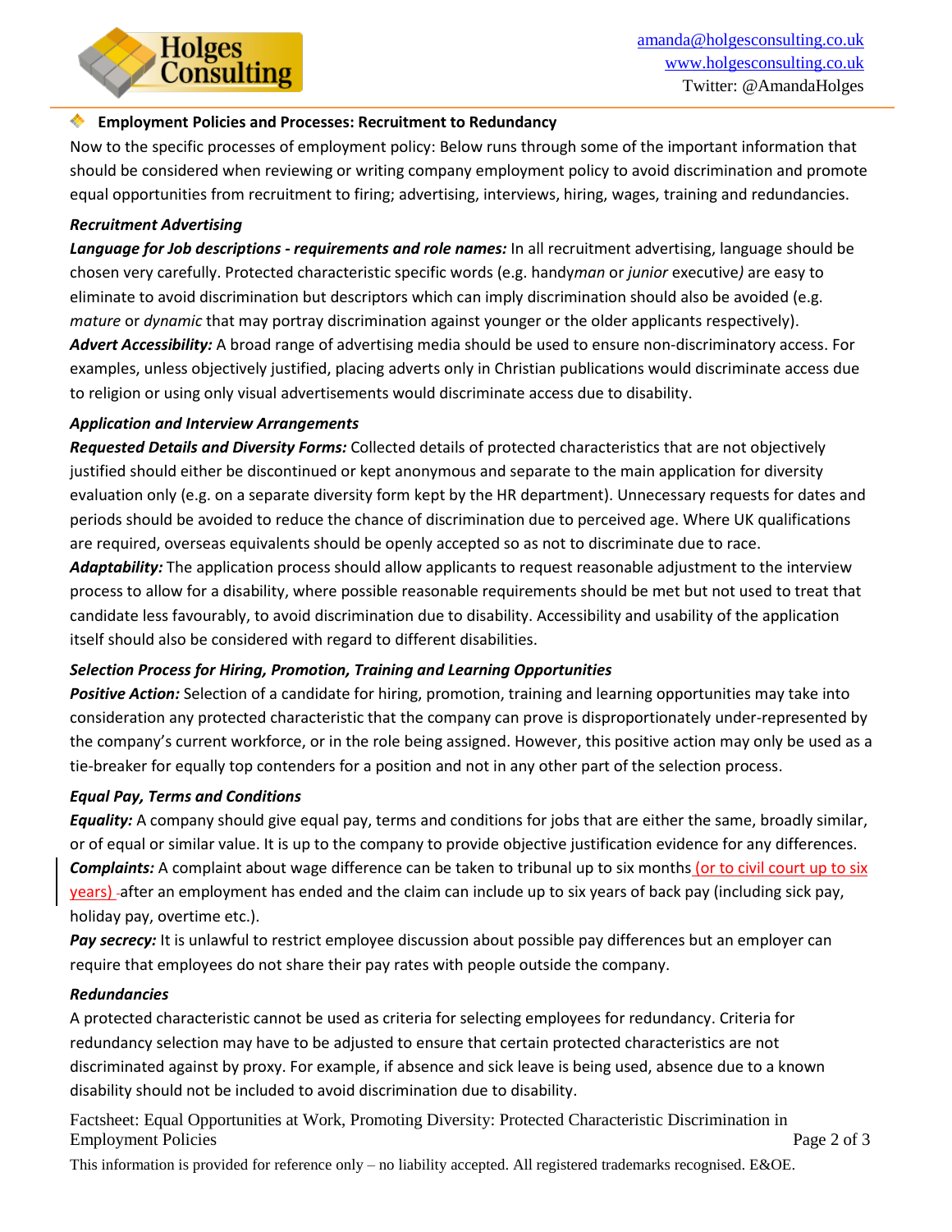## Employment Policies and Processes: Recruitment to Redundancy

Now to the specific processes of employment policy: Below runs through some of the important information that should be considered when reviewing or writing company employment policy to avoid discrimination and promote equal opportunities from recruitment to firing; advertising, interviews, hiring, wages, training and redundancies.

### *Recruitment Advertising*

***Language for Job descriptions - requirements and role names:*** In all recruitment advertising, language should be chosen very carefully. Protected characteristic specific words (e.g. handy*man* or *junior* executive*)* are easy to eliminate to avoid discrimination but descriptors which can imply discrimination should also be avoided (e.g. *mature* or *dynamic* that may portray discrimination against younger or the older applicants respectively).

***Advert Accessibility:*** A broad range of advertising media should be used to ensure non-discriminatory access. For examples, unless objectively justified, placing adverts only in Christian publications would discriminate access due to religion or using only visual advertisements would discriminate access due to disability.

### *Application and Interview Arrangements*

***Requested Details and Diversity Forms:*** Collected details of protected characteristics that are not objectively justified should either be discontinued or kept anonymous and separate to the main application for diversity evaluation only (e.g. on a separate diversity form kept by the HR department). Unnecessary requests for dates and periods should be avoided to reduce the chance of discrimination due to perceived age. Where UK qualifications are required, overseas equivalents should be openly accepted so as not to discriminate due to race.

***Adaptability:*** The application process should allow applicants to request reasonable adjustment to the interview process to allow for a disability, where possible reasonable requirements should be met but not used to treat that candidate less favourably, to avoid discrimination due to disability. Accessibility and usability of the application itself should also be considered with regard to different disabilities.

### *Selection Process for Hiring, Promotion, Training and Learning Opportunities*

***Positive Action:*** Selection of a candidate for hiring, promotion, training and learning opportunities may take into consideration any protected characteristic that the company can prove is disproportionately under-represented by the company's current workforce, or in the role being assigned. However, this positive action may only be used as a tie-breaker for equally top contenders for a position and not in any other part of the selection process.

### *Equal Pay, Terms and Conditions*

***Equality:*** A company should give equal pay, terms and conditions for jobs that are either the same, broadly similar, or of equal or similar value. It is up to the company to provide objective justification evidence for any differences.

***Complaints:*** A complaint about wage difference can be taken to tribunal up to six months (or to civil court up to six years) after an employment has ended and the claim can include up to six years of back pay (including sick pay, holiday pay, overtime etc.).

***Pay secrecy:*** It is unlawful to restrict employee discussion about possible pay differences but an employer can require that employees do not share their pay rates with people outside the company.

### *Redundancies*

A protected characteristic cannot be used as criteria for selecting employees for redundancy. Criteria for redundancy selection may have to be adjusted to ensure that certain protected characteristics are not discriminated against by proxy. For example, if absence and sick leave is being used, absence due to a known disability should not be included to avoid discrimination due to disability.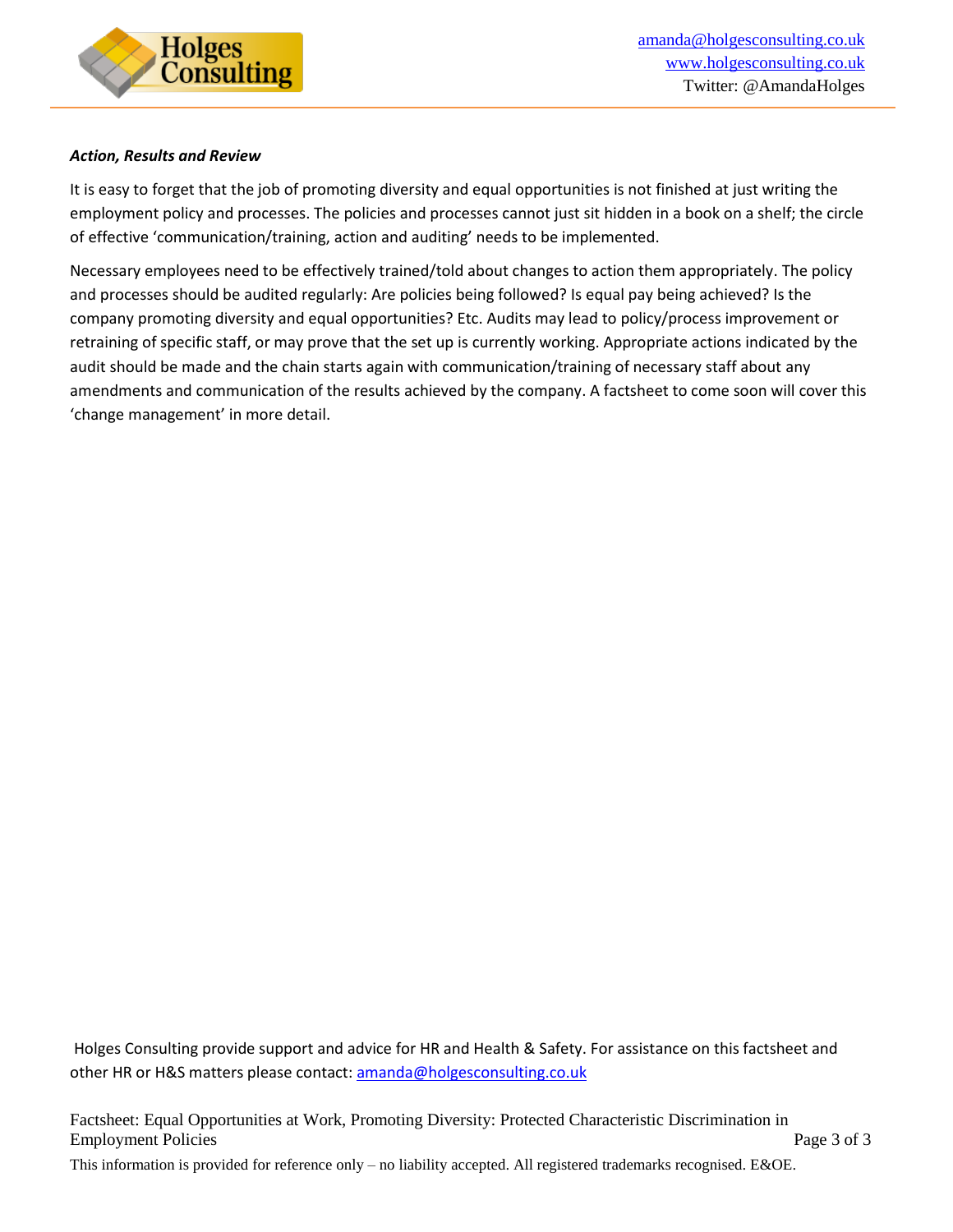***Action, Results and Review***

It is easy to forget that the job of promoting diversity and equal opportunities is not finished at just writing the employment policy and processes. The policies and processes cannot just sit hidden in a book on a shelf; the circle of effective 'communication/training, action and auditing' needs to be implemented.

Necessary employees need to be effectively trained/told about changes to action them appropriately. The policy and processes should be audited regularly: Are policies being followed? Is equal pay being achieved? Is the company promoting diversity and equal opportunities? Etc. Audits may lead to policy/process improvement or retraining of specific staff, or may prove that the set up is currently working. Appropriate actions indicated by the audit should be made and the chain starts again with communication/training of necessary staff about any amendments and communication of the results achieved by the company. A factsheet to come soon will cover this 'change management' in more detail.

Holges Consulting provide support and advice for HR and Health & Safety. For assistance on this factsheet and other HR or H&S matters please contact: amanda@holgesconsulting.co.uk